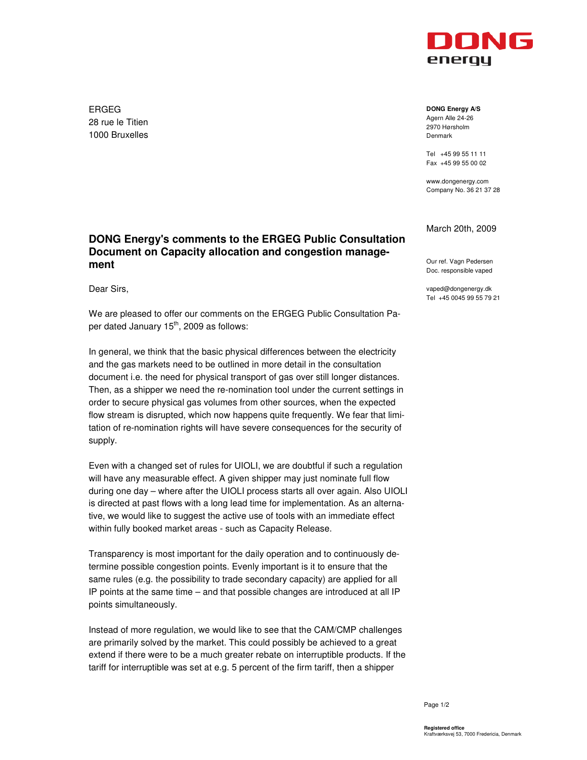**DONG energy**

ERGEG
28 rue le Titien
1000 Bruxelles

**DONG Energy A/S**
Agern Alle 24-26
2970 Hørsholm
Denmark

Tel +45 99 55 11 11
Fax +45 99 55 00 02

www.dongenergy.com
Company No. 36 21 37 28

March 20th, 2009

Our ref. Vagn Pedersen
Doc. responsible vaped

vaped@dongenergy.dk
Tel +45 0045 99 55 79 21

## DONG Energy's comments to the ERGEG Public Consultation Document on Capacity allocation and congestion management

Dear Sirs,

We are pleased to offer our comments on the ERGEG Public Consultation Paper dated January 15th, 2009 as follows:

In general, we think that the basic physical differences between the electricity and the gas markets need to be outlined in more detail in the consultation document i.e. the need for physical transport of gas over still longer distances. Then, as a shipper we need the re-nomination tool under the current settings in order to secure physical gas volumes from other sources, when the expected flow stream is disrupted, which now happens quite frequently. We fear that limitation of re-nomination rights will have severe consequences for the security of supply.

Even with a changed set of rules for UIOLI, we are doubtful if such a regulation will have any measurable effect. A given shipper may just nominate full flow during one day – where after the UIOLI process starts all over again. Also UIOLI is directed at past flows with a long lead time for implementation. As an alternative, we would like to suggest the active use of tools with an immediate effect within fully booked market areas - such as Capacity Release.

Transparency is most important for the daily operation and to continuously determine possible congestion points. Evenly important is it to ensure that the same rules (e.g. the possibility to trade secondary capacity) are applied for all IP points at the same time – and that possible changes are introduced at all IP points simultaneously.

Instead of more regulation, we would like to see that the CAM/CMP challenges are primarily solved by the market. This could possibly be achieved to a great extend if there were to be a much greater rebate on interruptible products. If the tariff for interruptible was set at e.g. 5 percent of the firm tariff, then a shipper

**Registered office**
Kraftværksvej 53, 7000 Fredericia, Denmark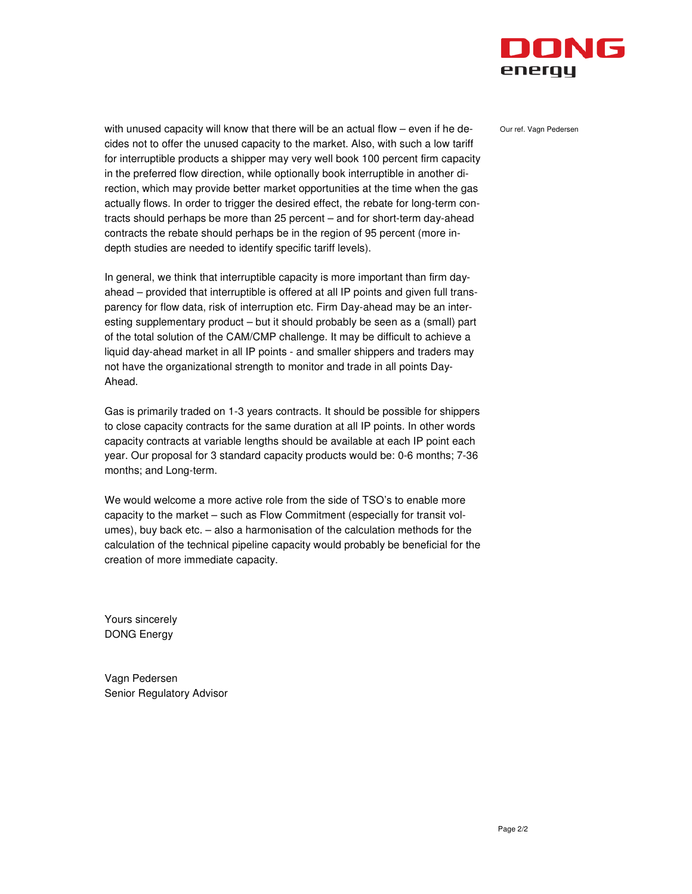Our ref. Vagn Pedersen

with unused capacity will know that there will be an actual flow – even if he decides not to offer the unused capacity to the market. Also, with such a low tariff for interruptible products a shipper may very well book 100 percent firm capacity in the preferred flow direction, while optionally book interruptible in another direction, which may provide better market opportunities at the time when the gas actually flows. In order to trigger the desired effect, the rebate for long-term contracts should perhaps be more than 25 percent – and for short-term day-ahead contracts the rebate should perhaps be in the region of 95 percent (more in-depth studies are needed to identify specific tariff levels).

In general, we think that interruptible capacity is more important than firm day-ahead – provided that interruptible is offered at all IP points and given full transparency for flow data, risk of interruption etc. Firm Day-ahead may be an interesting supplementary product – but it should probably be seen as a (small) part of the total solution of the CAM/CMP challenge. It may be difficult to achieve a liquid day-ahead market in all IP points - and smaller shippers and traders may not have the organizational strength to monitor and trade in all points Day-Ahead.

Gas is primarily traded on 1-3 years contracts. It should be possible for shippers to close capacity contracts for the same duration at all IP points. In other words capacity contracts at variable lengths should be available at each IP point each year. Our proposal for 3 standard capacity products would be: 0-6 months; 7-36 months; and Long-term.

We would welcome a more active role from the side of TSO's to enable more capacity to the market – such as Flow Commitment (especially for transit volumes), buy back etc. – also a harmonisation of the calculation methods for the calculation of the technical pipeline capacity would probably be beneficial for the creation of more immediate capacity.

Yours sincerely
DONG Energy

Vagn Pedersen
Senior Regulatory Advisor